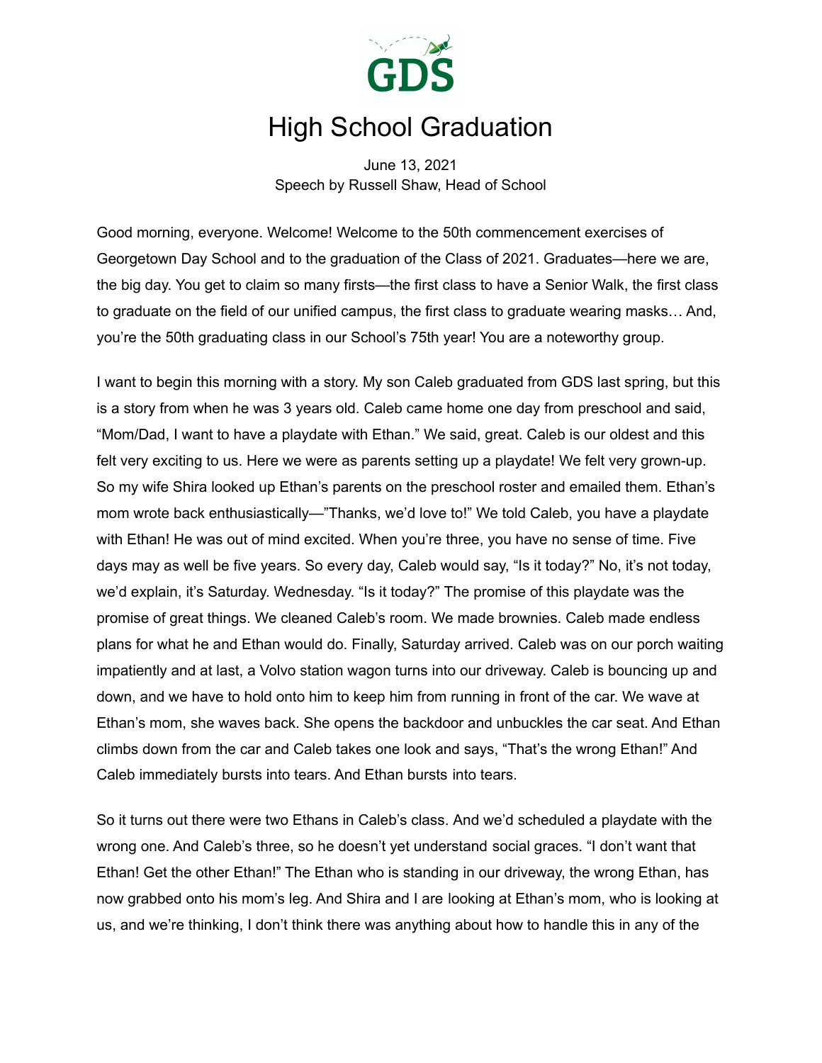# High School Graduation

June 13, 2021
Speech by Russell Shaw, Head of School

Good morning, everyone. Welcome! Welcome to the 50th commencement exercises of Georgetown Day School and to the graduation of the Class of 2021. Graduates—here we are, the big day. You get to claim so many firsts—the first class to have a Senior Walk, the first class to graduate on the field of our unified campus, the first class to graduate wearing masks… And, you're the 50th graduating class in our School's 75th year! You are a noteworthy group.

I want to begin this morning with a story. My son Caleb graduated from GDS last spring, but this is a story from when he was 3 years old. Caleb came home one day from preschool and said, "Mom/Dad, I want to have a playdate with Ethan." We said, great. Caleb is our oldest and this felt very exciting to us. Here we were as parents setting up a playdate! We felt very grown-up. So my wife Shira looked up Ethan's parents on the preschool roster and emailed them. Ethan's mom wrote back enthusiastically—"Thanks, we'd love to!" We told Caleb, you have a playdate with Ethan! He was out of mind excited. When you're three, you have no sense of time. Five days may as well be five years. So every day, Caleb would say, "Is it today?" No, it's not today, we'd explain, it's Saturday. Wednesday. "Is it today?" The promise of this playdate was the promise of great things. We cleaned Caleb's room. We made brownies. Caleb made endless plans for what he and Ethan would do. Finally, Saturday arrived. Caleb was on our porch waiting impatiently and at last, a Volvo station wagon turns into our driveway. Caleb is bouncing up and down, and we have to hold onto him to keep him from running in front of the car. We wave at Ethan's mom, she waves back. She opens the backdoor and unbuckles the car seat. And Ethan climbs down from the car and Caleb takes one look and says, "That's the wrong Ethan!" And Caleb immediately bursts into tears. And Ethan bursts into tears.

So it turns out there were two Ethans in Caleb's class. And we'd scheduled a playdate with the wrong one. And Caleb's three, so he doesn't yet understand social graces. "I don't want that Ethan! Get the other Ethan!" The Ethan who is standing in our driveway, the wrong Ethan, has now grabbed onto his mom's leg. And Shira and I are looking at Ethan's mom, who is looking at us, and we're thinking, I don't think there was anything about how to handle this in any of the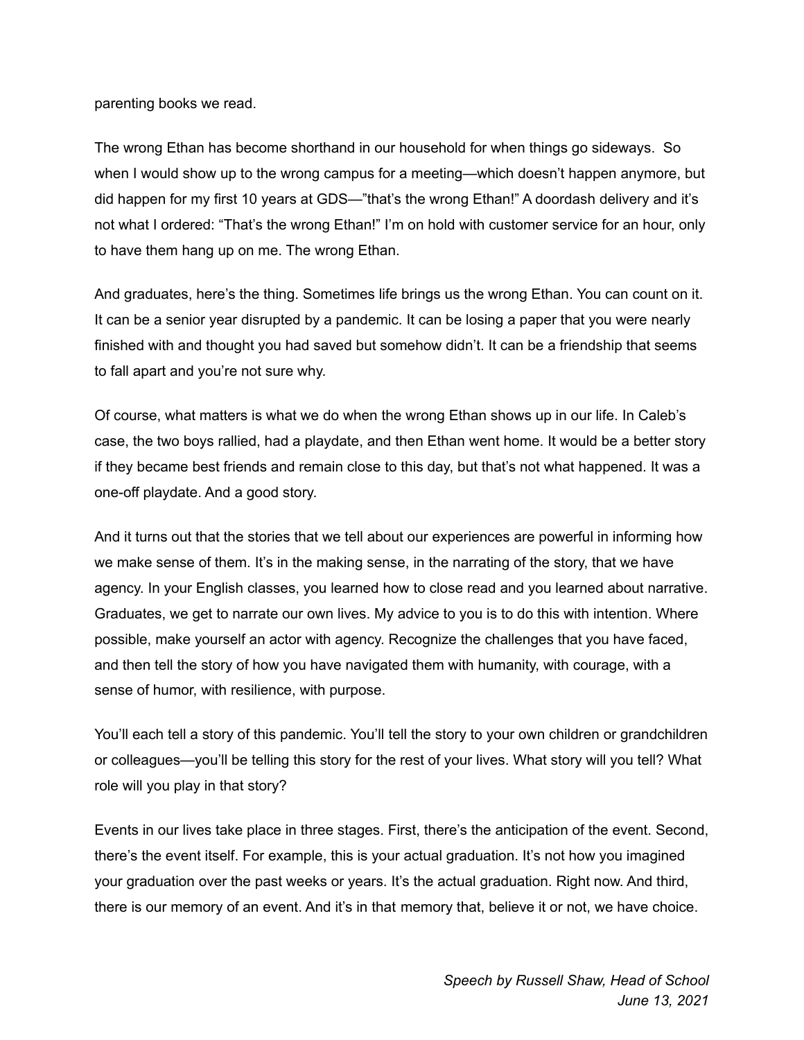parenting books we read.

The wrong Ethan has become shorthand in our household for when things go sideways.  So when I would show up to the wrong campus for a meeting—which doesn’t happen anymore, but did happen for my first 10 years at GDS—”that’s the wrong Ethan!” A doordash delivery and it’s not what I ordered: “That’s the wrong Ethan!” I’m on hold with customer service for an hour, only to have them hang up on me. The wrong Ethan.

And graduates, here’s the thing. Sometimes life brings us the wrong Ethan. You can count on it. It can be a senior year disrupted by a pandemic. It can be losing a paper that you were nearly finished with and thought you had saved but somehow didn’t. It can be a friendship that seems to fall apart and you’re not sure why.

Of course, what matters is what we do when the wrong Ethan shows up in our life. In Caleb’s case, the two boys rallied, had a playdate, and then Ethan went home. It would be a better story if they became best friends and remain close to this day, but that’s not what happened. It was a one-off playdate. And a good story.

And it turns out that the stories that we tell about our experiences are powerful in informing how we make sense of them. It’s in the making sense, in the narrating of the story, that we have agency. In your English classes, you learned how to close read and you learned about narrative. Graduates, we get to narrate our own lives. My advice to you is to do this with intention. Where possible, make yourself an actor with agency. Recognize the challenges that you have faced, and then tell the story of how you have navigated them with humanity, with courage, with a sense of humor, with resilience, with purpose.

You’ll each tell a story of this pandemic. You’ll tell the story to your own children or grandchildren or colleagues—you’ll be telling this story for the rest of your lives. What story will you tell? What role will you play in that story?

Events in our lives take place in three stages. First, there’s the anticipation of the event. Second, there’s the event itself. For example, this is your actual graduation. It’s not how you imagined your graduation over the past weeks or years. It’s the actual graduation. Right now. And third, there is our memory of an event. And it’s in that memory that, believe it or not, we have choice.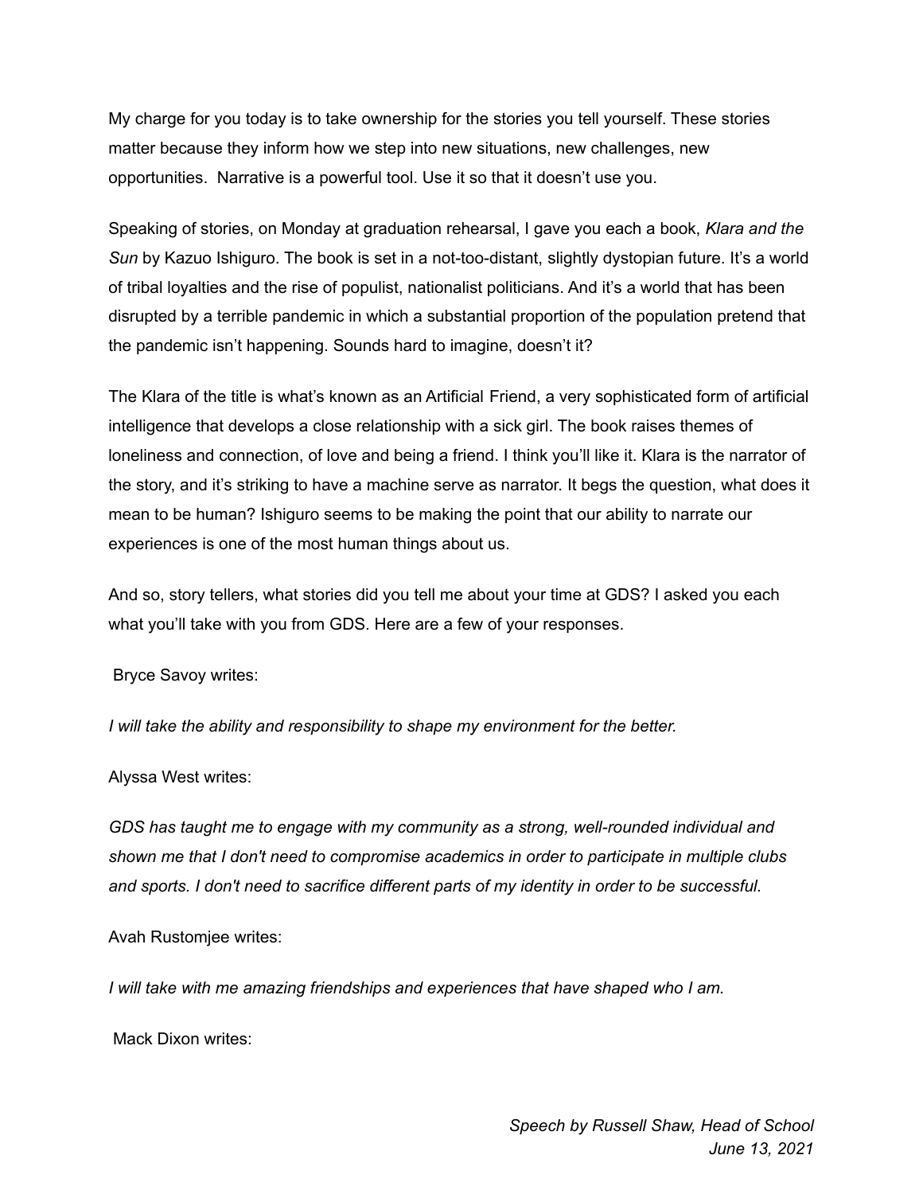My charge for you today is to take ownership for the stories you tell yourself. These stories matter because they inform how we step into new situations, new challenges, new opportunities. Narrative is a powerful tool. Use it so that it doesn't use you.

Speaking of stories, on Monday at graduation rehearsal, I gave you each a book, *Klara and the Sun* by Kazuo Ishiguro. The book is set in a not-too-distant, slightly dystopian future. It's a world of tribal loyalties and the rise of populist, nationalist politicians. And it's a world that has been disrupted by a terrible pandemic in which a substantial proportion of the population pretend that the pandemic isn't happening. Sounds hard to imagine, doesn't it?

The Klara of the title is what's known as an Artificial Friend, a very sophisticated form of artificial intelligence that develops a close relationship with a sick girl. The book raises themes of loneliness and connection, of love and being a friend. I think you'll like it. Klara is the narrator of the story, and it's striking to have a machine serve as narrator. It begs the question, what does it mean to be human? Ishiguro seems to be making the point that our ability to narrate our experiences is one of the most human things about us.

And so, story tellers, what stories did you tell me about your time at GDS? I asked you each what you'll take with you from GDS. Here are a few of your responses.

Bryce Savoy writes:

*I will take the ability and responsibility to shape my environment for the better.*

Alyssa West writes:

*GDS has taught me to engage with my community as a strong, well-rounded individual and shown me that I don't need to compromise academics in order to participate in multiple clubs and sports. I don't need to sacrifice different parts of my identity in order to be successful.*

Avah Rustomjee writes:

*I will take with me amazing friendships and experiences that have shaped who I am.*

Mack Dixon writes: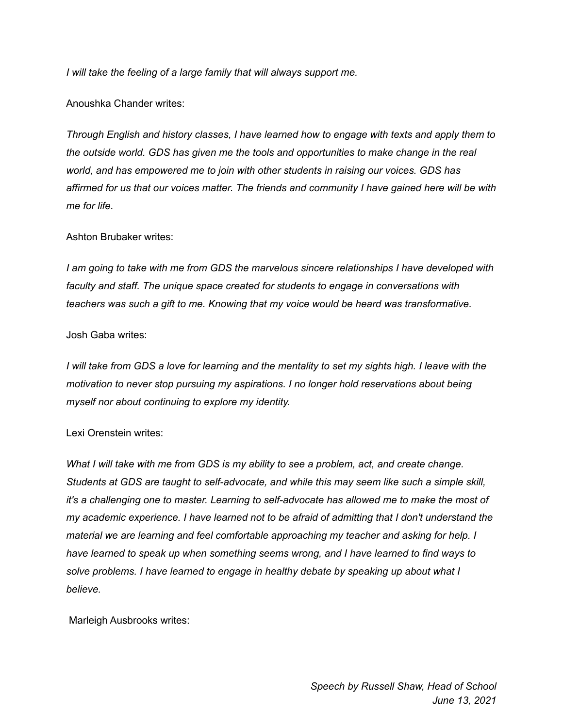*I will take the feeling of a large family that will always support me.*

Anoushka Chander writes:

*Through English and history classes, I have learned how to engage with texts and apply them to the outside world. GDS has given me the tools and opportunities to make change in the real world, and has empowered me to join with other students in raising our voices. GDS has affirmed for us that our voices matter. The friends and community I have gained here will be with me for life.*

Ashton Brubaker writes:

*I am going to take with me from GDS the marvelous sincere relationships I have developed with faculty and staff. The unique space created for students to engage in conversations with teachers was such a gift to me. Knowing that my voice would be heard was transformative.*

Josh Gaba writes:

*I will take from GDS a love for learning and the mentality to set my sights high. I leave with the motivation to never stop pursuing my aspirations. I no longer hold reservations about being myself nor about continuing to explore my identity.*

Lexi Orenstein writes:

*What I will take with me from GDS is my ability to see a problem, act, and create change. Students at GDS are taught to self-advocate, and while this may seem like such a simple skill, it's a challenging one to master. Learning to self-advocate has allowed me to make the most of my academic experience. I have learned not to be afraid of admitting that I don't understand the material we are learning and feel comfortable approaching my teacher and asking for help. I have learned to speak up when something seems wrong, and I have learned to find ways to solve problems. I have learned to engage in healthy debate by speaking up about what I believe.*

Marleigh Ausbrooks writes: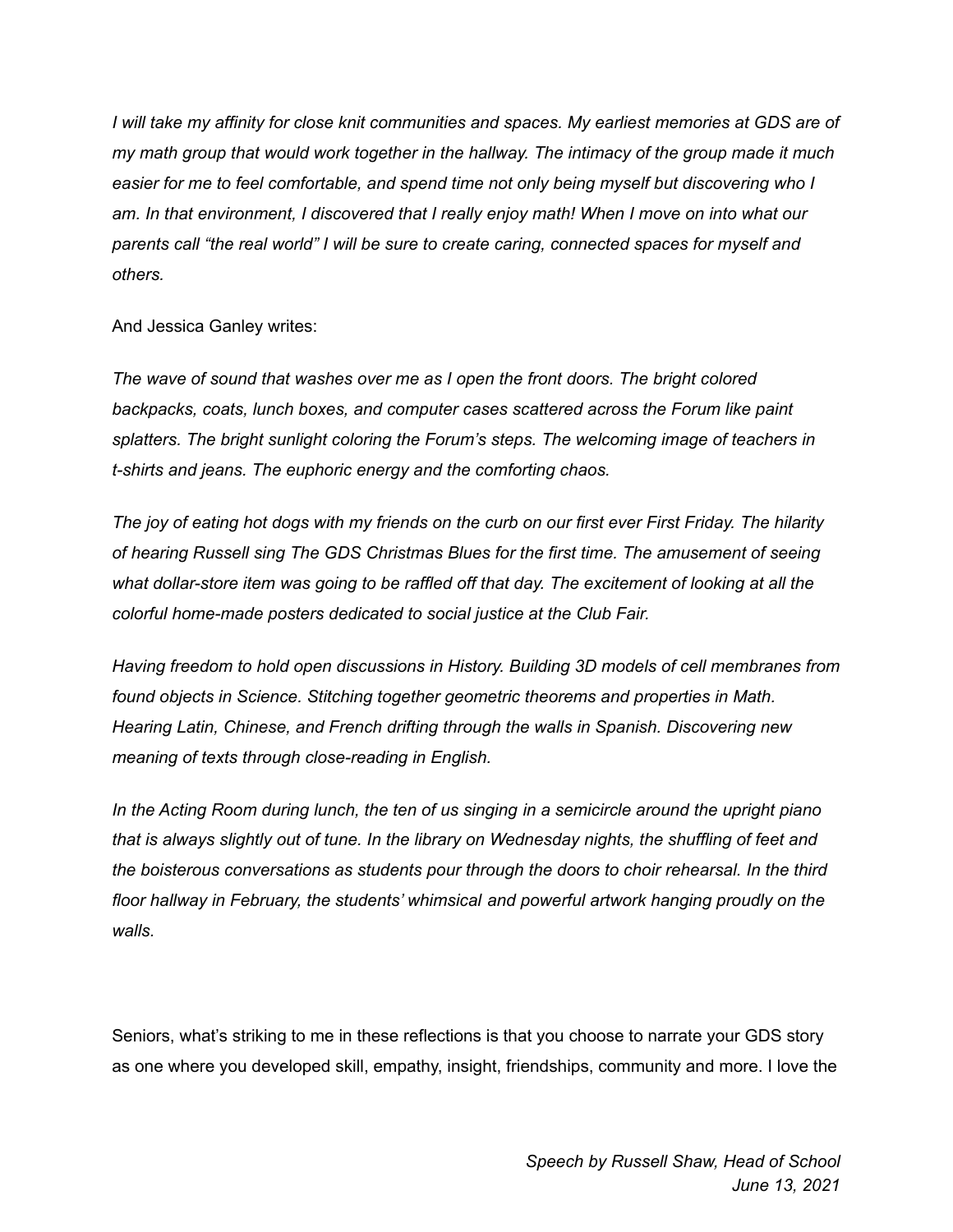*I will take my affinity for close knit communities and spaces. My earliest memories at GDS are of my math group that would work together in the hallway. The intimacy of the group made it much easier for me to feel comfortable, and spend time not only being myself but discovering who I am. In that environment, I discovered that I really enjoy math! When I move on into what our parents call "the real world" I will be sure to create caring, connected spaces for myself and others.*

And Jessica Ganley writes:

*The wave of sound that washes over me as I open the front doors. The bright colored backpacks, coats, lunch boxes, and computer cases scattered across the Forum like paint splatters. The bright sunlight coloring the Forum's steps. The welcoming image of teachers in t-shirts and jeans. The euphoric energy and the comforting chaos.*

*The joy of eating hot dogs with my friends on the curb on our first ever First Friday. The hilarity of hearing Russell sing The GDS Christmas Blues for the first time. The amusement of seeing what dollar-store item was going to be raffled off that day. The excitement of looking at all the colorful home-made posters dedicated to social justice at the Club Fair.*

*Having freedom to hold open discussions in History. Building 3D models of cell membranes from found objects in Science. Stitching together geometric theorems and properties in Math. Hearing Latin, Chinese, and French drifting through the walls in Spanish. Discovering new meaning of texts through close-reading in English.*

*In the Acting Room during lunch, the ten of us singing in a semicircle around the upright piano that is always slightly out of tune. In the library on Wednesday nights, the shuffling of feet and the boisterous conversations as students pour through the doors to choir rehearsal. In the third floor hallway in February, the students' whimsical and powerful artwork hanging proudly on the walls.*

Seniors, what's striking to me in these reflections is that you choose to narrate your GDS story as one where you developed skill, empathy, insight, friendships, community and more. I love the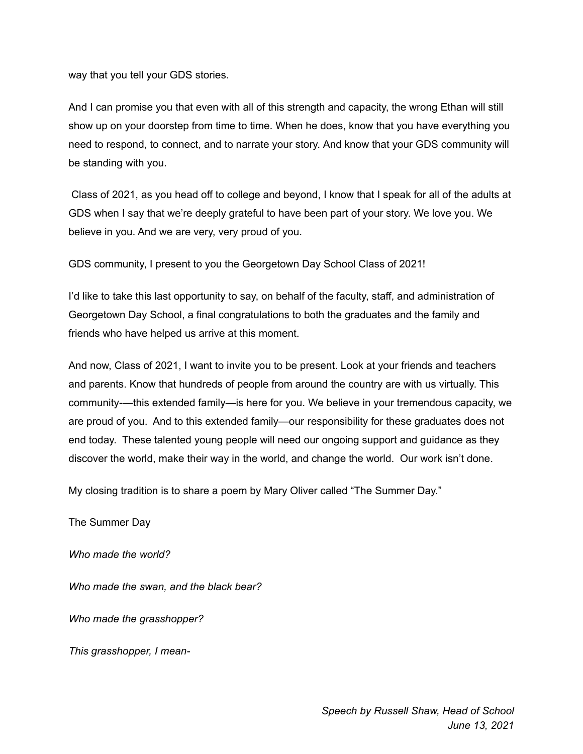way that you tell your GDS stories.

And I can promise you that even with all of this strength and capacity, the wrong Ethan will still show up on your doorstep from time to time. When he does, know that you have everything you need to respond, to connect, and to narrate your story. And know that your GDS community will be standing with you.

Class of 2021, as you head off to college and beyond, I know that I speak for all of the adults at GDS when I say that we're deeply grateful to have been part of your story. We love you. We believe in you. And we are very, very proud of you.

GDS community, I present to you the Georgetown Day School Class of 2021!

I'd like to take this last opportunity to say, on behalf of the faculty, staff, and administration of Georgetown Day School, a final congratulations to both the graduates and the family and friends who have helped us arrive at this moment.

And now, Class of 2021, I want to invite you to be present. Look at your friends and teachers and parents. Know that hundreds of people from around the country are with us virtually. This community-—this extended family—is here for you. We believe in your tremendous capacity, we are proud of you. And to this extended family—our responsibility for these graduates does not end today. These talented young people will need our ongoing support and guidance as they discover the world, make their way in the world, and change the world. Our work isn't done.

My closing tradition is to share a poem by Mary Oliver called "The Summer Day."

The Summer Day

*Who made the world?*

*Who made the swan, and the black bear?*

*Who made the grasshopper?*

*This grasshopper, I mean-*

*Speech by Russell Shaw, Head of School*
*June 13, 2021*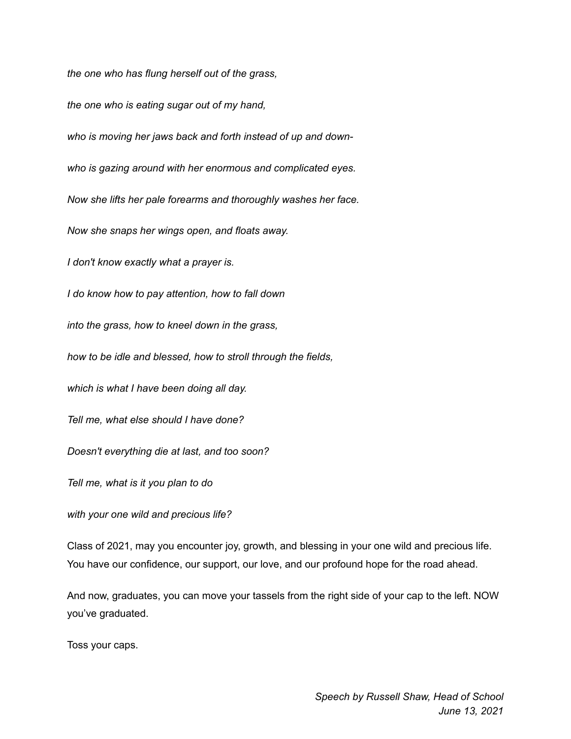*the one who has flung herself out of the grass,*

*the one who is eating sugar out of my hand,*

*who is moving her jaws back and forth instead of up and down-*

*who is gazing around with her enormous and complicated eyes.*

*Now she lifts her pale forearms and thoroughly washes her face.*

*Now she snaps her wings open, and floats away.*

*I don't know exactly what a prayer is.*

*I do know how to pay attention, how to fall down*

*into the grass, how to kneel down in the grass,*

*how to be idle and blessed, how to stroll through the fields,*

*which is what I have been doing all day.*

*Tell me, what else should I have done?*

*Doesn't everything die at last, and too soon?*

*Tell me, what is it you plan to do*

*with your one wild and precious life?*

Class of 2021, may you encounter joy, growth, and blessing in your one wild and precious life. You have our confidence, our support, our love, and our profound hope for the road ahead.

And now, graduates, you can move your tassels from the right side of your cap to the left. NOW you've graduated.

Toss your caps.

*Speech by Russell Shaw, Head of School*
*June 13, 2021*